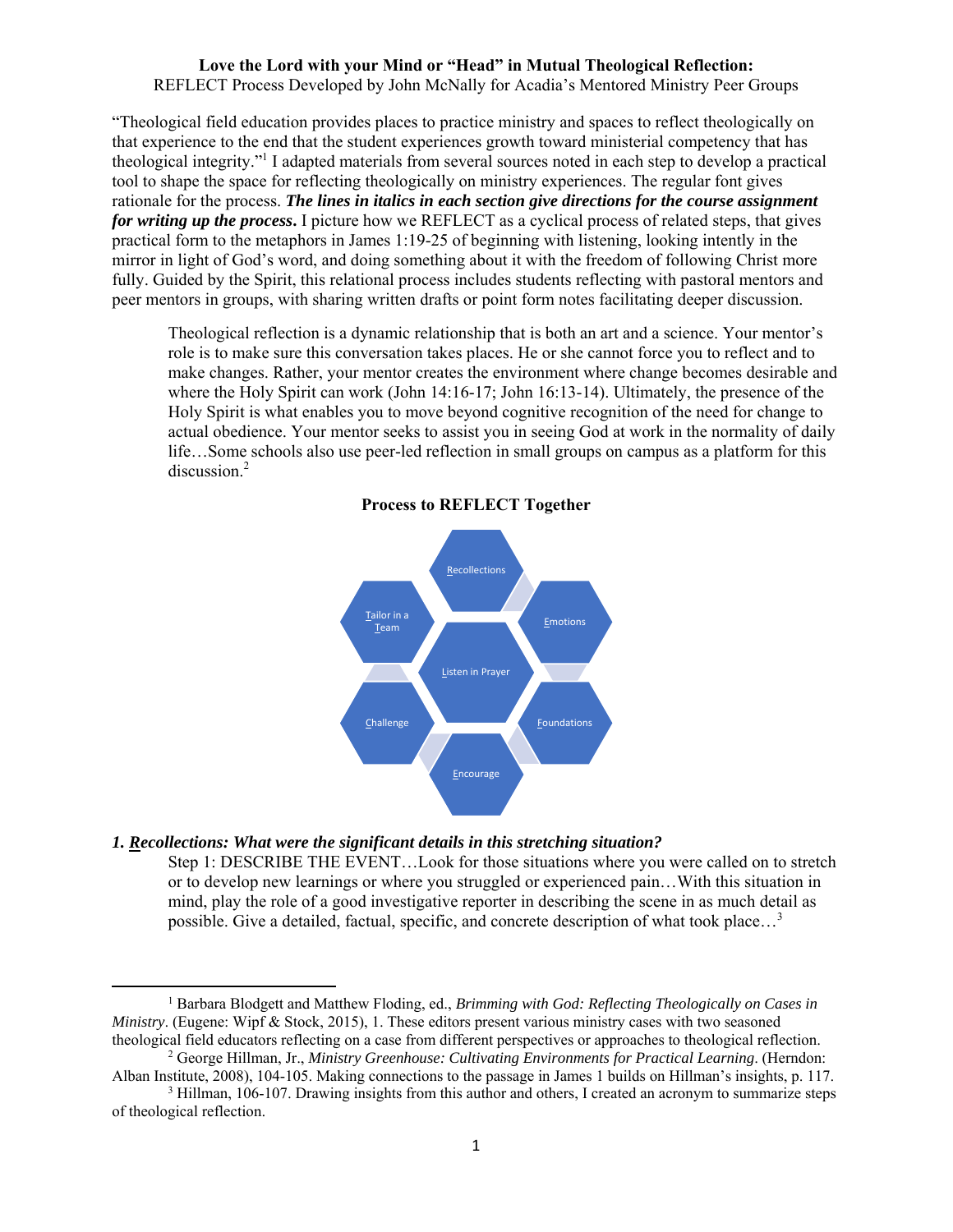**Love the Lord with your Mind or "Head" in Mutual Theological Reflection:**
REFLECT Process Developed by John McNally for Acadia's Mentored Ministry Peer Groups

"Theological field education provides places to practice ministry and spaces to reflect theologically on that experience to the end that the student experiences growth toward ministerial competency that has theological integrity."[1] I adapted materials from several sources noted in each step to develop a practical tool to shape the space for reflecting theologically on ministry experiences. The regular font gives rationale for the process. ***The lines in italics in each section give directions for the course assignment for writing up the process.*** I picture how we REFLECT as a cyclical process of related steps, that gives practical form to the metaphors in James 1:19-25 of beginning with listening, looking intently in the mirror in light of God's word, and doing something about it with the freedom of following Christ more fully. Guided by the Spirit, this relational process includes students reflecting with pastoral mentors and peer mentors in groups, with sharing written drafts or point form notes facilitating deeper discussion.

> Theological reflection is a dynamic relationship that is both an art and a science. Your mentor's role is to make sure this conversation takes places. He or she cannot force you to reflect and to make changes. Rather, your mentor creates the environment where change becomes desirable and where the Holy Spirit can work (John 14:16-17; John 16:13-14). Ultimately, the presence of the Holy Spirit is what enables you to move beyond cognitive recognition of the need for change to actual obedience. Your mentor seeks to assist you in seeing God at work in the normality of daily life…Some schools also use peer-led reflection in small groups on campus as a platform for this discussion.[2]

**Process to REFLECT Together**

Recollections
Emotions
Foundations
Encourage
Challenge
Tailor in a Team
Listen in Prayer

***1. Recollections: What were the significant details in this stretching situation?***

Step 1: DESCRIBE THE EVENT…Look for those situations where you were called on to stretch or to develop new learnings or where you struggled or experienced pain…With this situation in mind, play the role of a good investigative reporter in describing the scene in as much detail as possible. Give a detailed, factual, specific, and concrete description of what took place…[3]

---

[1] Barbara Blodgett and Matthew Floding, ed., *Brimming with God: Reflecting Theologically on Cases in Ministry*. (Eugene: Wipf & Stock, 2015), 1. These editors present various ministry cases with two seasoned theological field educators reflecting on a case from different perspectives or approaches to theological reflection.

[2] George Hillman, Jr., *Ministry Greenhouse: Cultivating Environments for Practical Learning*. (Herndon: Alban Institute, 2008), 104-105. Making connections to the passage in James 1 builds on Hillman's insights, p. 117.

[3] Hillman, 106-107. Drawing insights from this author and others, I created an acronym to summarize steps of theological reflection.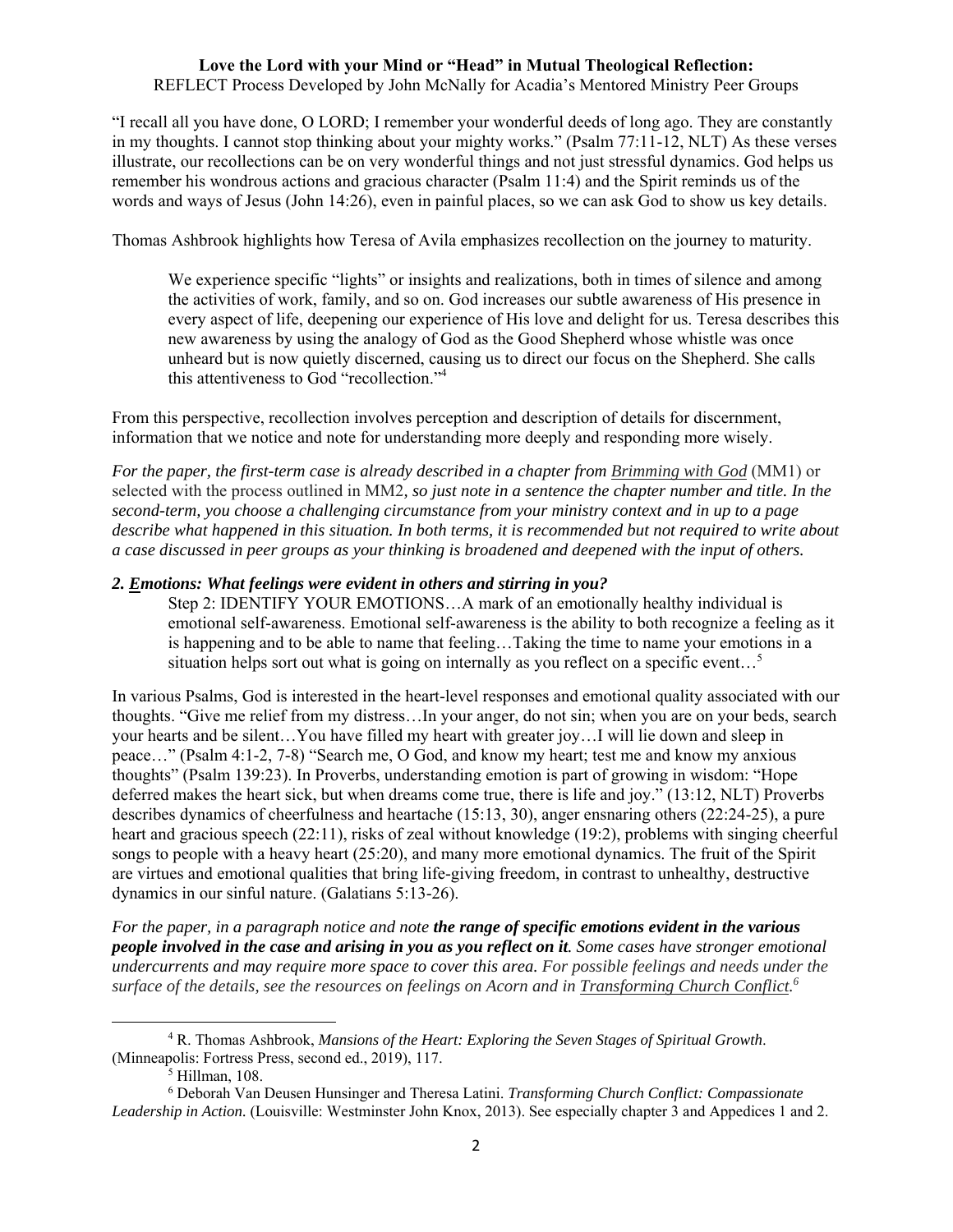**Love the Lord with your Mind or "Head" in Mutual Theological Reflection:**
REFLECT Process Developed by John McNally for Acadia's Mentored Ministry Peer Groups

"I recall all you have done, O LORD; I remember your wonderful deeds of long ago. They are constantly in my thoughts. I cannot stop thinking about your mighty works." (Psalm 77:11-12, NLT) As these verses illustrate, our recollections can be on very wonderful things and not just stressful dynamics. God helps us remember his wondrous actions and gracious character (Psalm 11:4) and the Spirit reminds us of the words and ways of Jesus (John 14:26), even in painful places, so we can ask God to show us key details.

Thomas Ashbrook highlights how Teresa of Avila emphasizes recollection on the journey to maturity.

> We experience specific "lights" or insights and realizations, both in times of silence and among the activities of work, family, and so on. God increases our subtle awareness of His presence in every aspect of life, deepening our experience of His love and delight for us. Teresa describes this new awareness by using the analogy of God as the Good Shepherd whose whistle was once unheard but is now quietly discerned, causing us to direct our focus on the Shepherd. She calls this attentiveness to God "recollection."[4]

From this perspective, recollection involves perception and description of details for discernment, information that we notice and note for understanding more deeply and responding more wisely.

*For the paper, the first-term case is already described in a chapter from <u>Brimming with God</u> (MM1) or* selected with the process outlined in MM2*, so just note in a sentence the chapter number and title. In the second-term, you choose a challenging circumstance from your ministry context and in up to a page describe what happened in this situation. In both terms, it is recommended but not required to write about a case discussed in peer groups as your thinking is broadened and deepened with the input of others.*

### *2. <u>E</u>motions: What feelings were evident in others and stirring in you?*

> Step 2: IDENTIFY YOUR EMOTIONS…A mark of an emotionally healthy individual is emotional self-awareness. Emotional self-awareness is the ability to both recognize a feeling as it is happening and to be able to name that feeling…Taking the time to name your emotions in a situation helps sort out what is going on internally as you reflect on a specific event…[5]

In various Psalms, God is interested in the heart-level responses and emotional quality associated with our thoughts. "Give me relief from my distress…In your anger, do not sin; when you are on your beds, search your hearts and be silent…You have filled my heart with greater joy…I will lie down and sleep in peace…" (Psalm 4:1-2, 7-8) "Search me, O God, and know my heart; test me and know my anxious thoughts" (Psalm 139:23). In Proverbs, understanding emotion is part of growing in wisdom: "Hope deferred makes the heart sick, but when dreams come true, there is life and joy." (13:12, NLT) Proverbs describes dynamics of cheerfulness and heartache (15:13, 30), anger ensnaring others (22:24-25), a pure heart and gracious speech (22:11), risks of zeal without knowledge (19:2), problems with singing cheerful songs to people with a heavy heart (25:20), and many more emotional dynamics. The fruit of the Spirit are virtues and emotional qualities that bring life-giving freedom, in contrast to unhealthy, destructive dynamics in our sinful nature. (Galatians 5:13-26).

*For the paper, in a paragraph notice and note **the range of specific emotions evident in the various people involved in the case and arising in you as you reflect on it**. Some cases have stronger emotional undercurrents and may require more space to cover this area. For possible feelings and needs under the surface of the details, see the resources on feelings on Acorn and in <u>Transforming Church Conflict</u>.[6]*

---

[4] R. Thomas Ashbrook, *Mansions of the Heart: Exploring the Seven Stages of Spiritual Growth*. (Minneapolis: Fortress Press, second ed., 2019), 117.

[5] Hillman, 108.

[6] Deborah Van Deusen Hunsinger and Theresa Latini. *Transforming Church Conflict: Compassionate Leadership in Action.* (Louisville: Westminster John Knox, 2013). See especially chapter 3 and Appedices 1 and 2.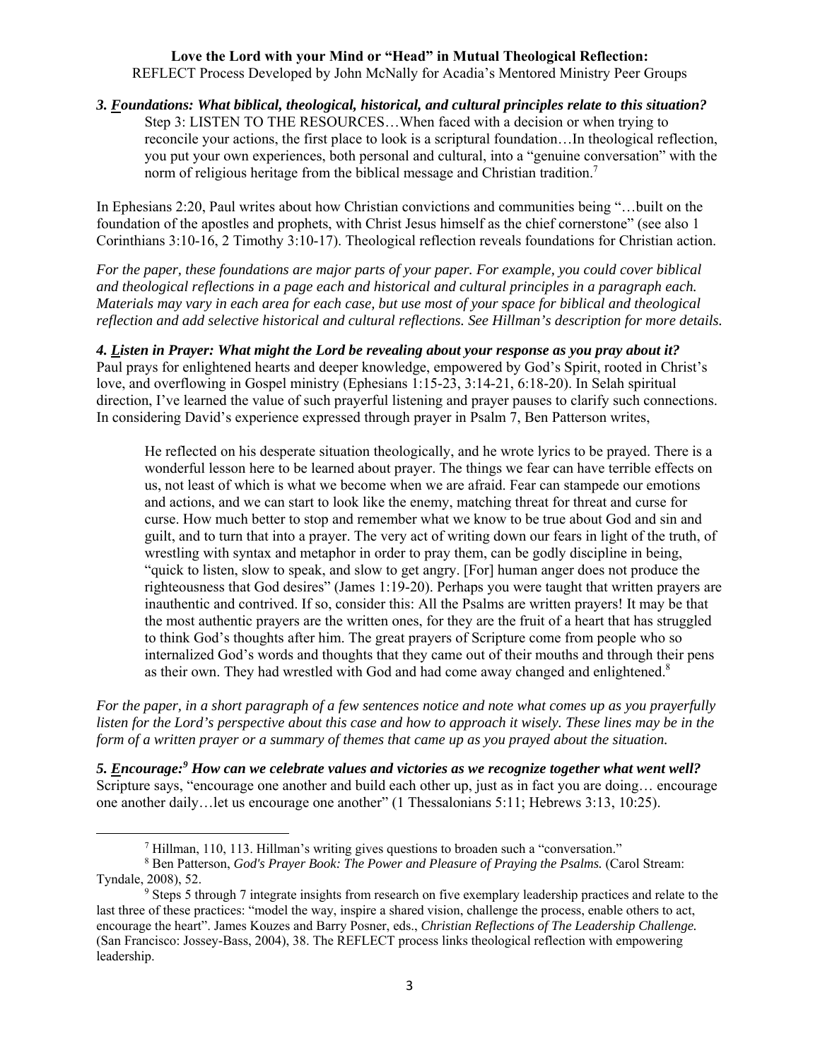**Love the Lord with your Mind or "Head" in Mutual Theological Reflection:**
REFLECT Process Developed by John McNally for Acadia's Mentored Ministry Peer Groups

***3. F**oundations: What biblical, theological, historical, and cultural principles relate to this situation?*

Step 3: LISTEN TO THE RESOURCES…When faced with a decision or when trying to reconcile your actions, the first place to look is a scriptural foundation…In theological reflection, you put your own experiences, both personal and cultural, into a "genuine conversation" with the norm of religious heritage from the biblical message and Christian tradition.[7]

In Ephesians 2:20, Paul writes about how Christian convictions and communities being "…built on the foundation of the apostles and prophets, with Christ Jesus himself as the chief cornerstone" (see also 1 Corinthians 3:10-16, 2 Timothy 3:10-17). Theological reflection reveals foundations for Christian action.

*For the paper, these foundations are major parts of your paper. For example, you could cover biblical and theological reflections in a page each and historical and cultural principles in a paragraph each. Materials may vary in each area for each case, but use most of your space for biblical and theological reflection and add selective historical and cultural reflections. See Hillman's description for more details.*

***4. L**isten in Prayer: What might the Lord be revealing about your response as you pray about it?*

Paul prays for enlightened hearts and deeper knowledge, empowered by God's Spirit, rooted in Christ's love, and overflowing in Gospel ministry (Ephesians 1:15-23, 3:14-21, 6:18-20). In Selah spiritual direction, I've learned the value of such prayerful listening and prayer pauses to clarify such connections. In considering David's experience expressed through prayer in Psalm 7, Ben Patterson writes,

> He reflected on his desperate situation theologically, and he wrote lyrics to be prayed. There is a wonderful lesson here to be learned about prayer. The things we fear can have terrible effects on us, not least of which is what we become when we are afraid. Fear can stampede our emotions and actions, and we can start to look like the enemy, matching threat for threat and curse for curse. How much better to stop and remember what we know to be true about God and sin and guilt, and to turn that into a prayer. The very act of writing down our fears in light of the truth, of wrestling with syntax and metaphor in order to pray them, can be godly discipline in being, "quick to listen, slow to speak, and slow to get angry. [For] human anger does not produce the righteousness that God desires" (James 1:19-20). Perhaps you were taught that written prayers are inauthentic and contrived. If so, consider this: All the Psalms are written prayers! It may be that the most authentic prayers are the written ones, for they are the fruit of a heart that has struggled to think God's thoughts after him. The great prayers of Scripture come from people who so internalized God's words and thoughts that they came out of their mouths and through their pens as their own. They had wrestled with God and had come away changed and enlightened.[8]

*For the paper, in a short paragraph of a few sentences notice and note what comes up as you prayerfully listen for the Lord's perspective about this case and how to approach it wisely. These lines may be in the form of a written prayer or a summary of themes that came up as you prayed about the situation.*

***5. E**ncourage:[9] How can we celebrate values and victories as we recognize together what went well?*

Scripture says, "encourage one another and build each other up, just as in fact you are doing… encourage one another daily…let us encourage one another" (1 Thessalonians 5:11; Hebrews 3:13, 10:25).

---

[7] Hillman, 110, 113. Hillman's writing gives questions to broaden such a "conversation."

[8] Ben Patterson, *God's Prayer Book: The Power and Pleasure of Praying the Psalms.* (Carol Stream: Tyndale, 2008), 52.

[9] Steps 5 through 7 integrate insights from research on five exemplary leadership practices and relate to the last three of these practices: "model the way, inspire a shared vision, challenge the process, enable others to act, encourage the heart". James Kouzes and Barry Posner, eds., *Christian Reflections of The Leadership Challenge.* (San Francisco: Jossey-Bass, 2004), 38. The REFLECT process links theological reflection with empowering leadership.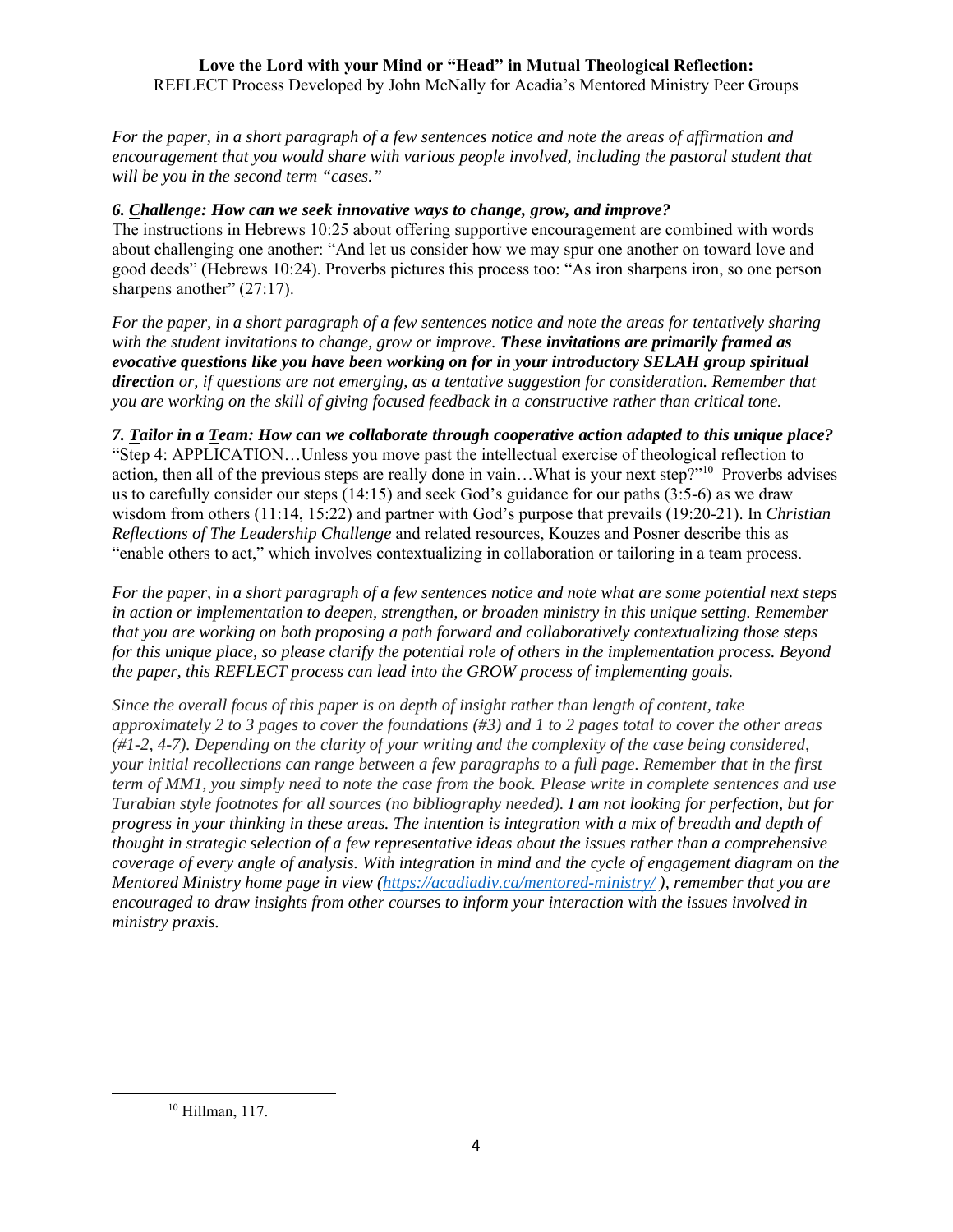**Love the Lord with your Mind or "Head" in Mutual Theological Reflection:**
REFLECT Process Developed by John McNally for Acadia's Mentored Ministry Peer Groups

*For the paper, in a short paragraph of a few sentences notice and note the areas of affirmation and encouragement that you would share with various people involved, including the pastoral student that will be you in the second term "cases."*

### *6. Challenge: How can we seek innovative ways to change, grow, and improve?*

The instructions in Hebrews 10:25 about offering supportive encouragement are combined with words about challenging one another: "And let us consider how we may spur one another on toward love and good deeds" (Hebrews 10:24). Proverbs pictures this process too: "As iron sharpens iron, so one person sharpens another" (27:17).

*For the paper, in a short paragraph of a few sentences notice and note the areas for tentatively sharing with the student invitations to change, grow or improve.* ***These invitations are primarily framed as evocative questions like you have been working on for in your introductory SELAH group spiritual direction*** *or, if questions are not emerging, as a tentative suggestion for consideration. Remember that you are working on the skill of giving focused feedback in a constructive rather than critical tone.*

### *7. Tailor in a Team: How can we collaborate through cooperative action adapted to this unique place?*

"Step 4: APPLICATION…Unless you move past the intellectual exercise of theological reflection to action, then all of the previous steps are really done in vain…What is your next step?"[10] Proverbs advises us to carefully consider our steps (14:15) and seek God's guidance for our paths (3:5-6) as we draw wisdom from others (11:14, 15:22) and partner with God's purpose that prevails (19:20-21). In *Christian Reflections of The Leadership Challenge* and related resources, Kouzes and Posner describe this as "enable others to act," which involves contextualizing in collaboration or tailoring in a team process.

*For the paper, in a short paragraph of a few sentences notice and note what are some potential next steps in action or implementation to deepen, strengthen, or broaden ministry in this unique setting. Remember that you are working on both proposing a path forward and collaboratively contextualizing those steps for this unique place, so please clarify the potential role of others in the implementation process. Beyond the paper, this REFLECT process can lead into the GROW process of implementing goals.*

*Since the overall focus of this paper is on depth of insight rather than length of content, take approximately 2 to 3 pages to cover the foundations (#3) and 1 to 2 pages total to cover the other areas (#1-2, 4-7). Depending on the clarity of your writing and the complexity of the case being considered, your initial recollections can range between a few paragraphs to a full page. Remember that in the first term of MM1, you simply need to note the case from the book. Please write in complete sentences and use Turabian style footnotes for all sources (no bibliography needed). I am not looking for perfection, but for progress in your thinking in these areas. The intention is integration with a mix of breadth and depth of thought in strategic selection of a few representative ideas about the issues rather than a comprehensive coverage of every angle of analysis. With integration in mind and the cycle of engagement diagram on the Mentored Ministry home page in view (https://acadiadiv.ca/mentored-ministry/ ), remember that you are encouraged to draw insights from other courses to inform your interaction with the issues involved in ministry praxis.*

---

[10] Hillman, 117.